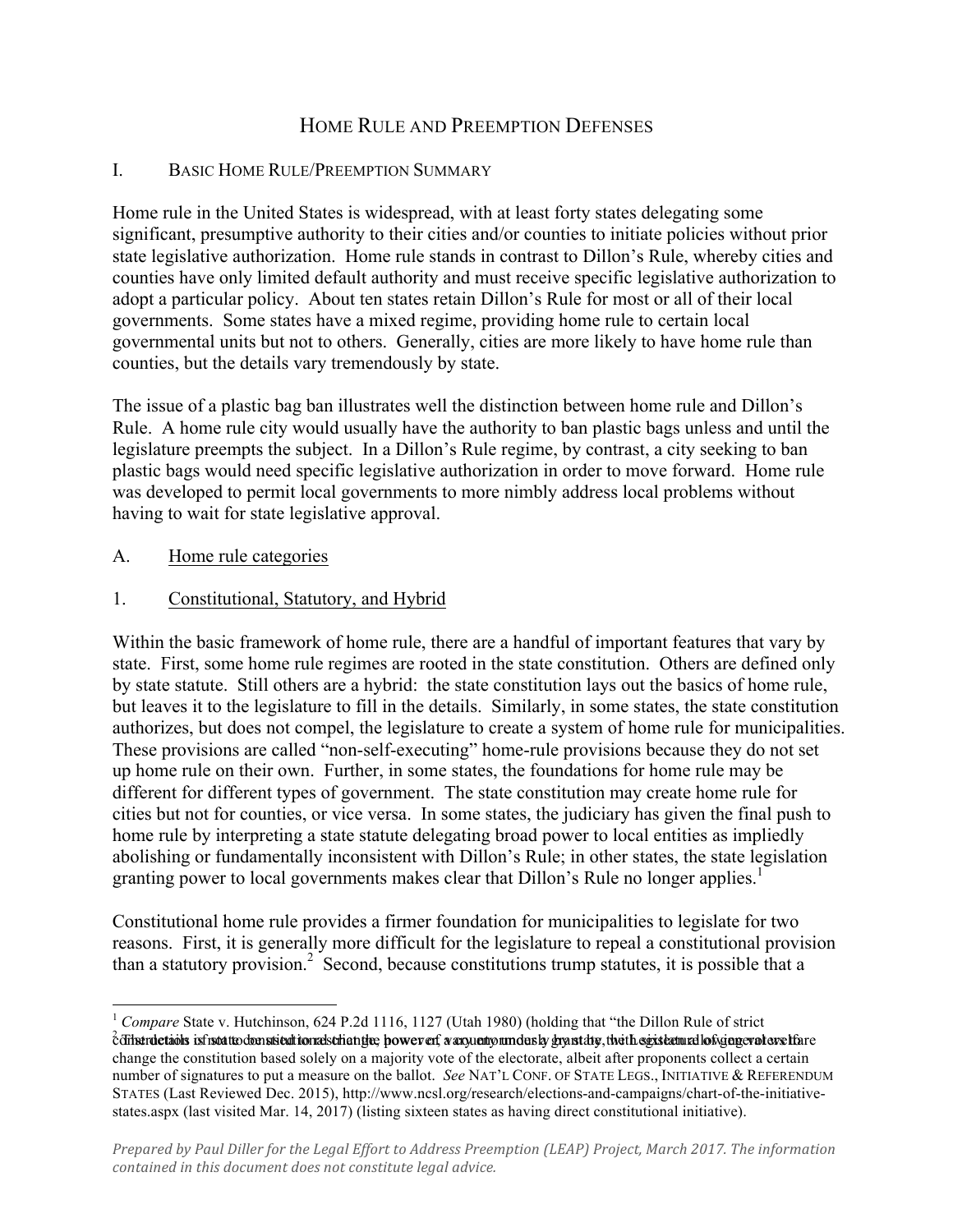# HOME RULE AND PREEMPTION DEFENSES

## I. BASIC HOME RULE/PREEMPTION SUMMARY

Home rule in the United States is widespread, with at least forty states delegating some significant, presumptive authority to their cities and/or counties to initiate policies without prior state legislative authorization. Home rule stands in contrast to Dillon's Rule, whereby cities and counties have only limited default authority and must receive specific legislative authorization to adopt a particular policy. About ten states retain Dillon's Rule for most or all of their local governments. Some states have a mixed regime, providing home rule to certain local governmental units but not to others. Generally, cities are more likely to have home rule than counties, but the details vary tremendously by state.

The issue of a plastic bag ban illustrates well the distinction between home rule and Dillon's Rule. A home rule city would usually have the authority to ban plastic bags unless and until the legislature preempts the subject. In a Dillon's Rule regime, by contrast, a city seeking to ban plastic bags would need specific legislative authorization in order to move forward. Home rule was developed to permit local governments to more nimbly address local problems without having to wait for state legislative approval.

### A. Home rule categories

#### 1. Constitutional, Statutory, and Hybrid

Within the basic framework of home rule, there are a handful of important features that vary by state. First, some home rule regimes are rooted in the state constitution. Others are defined only by state statute. Still others are a hybrid: the state constitution lays out the basics of home rule, but leaves it to the legislature to fill in the details. Similarly, in some states, the state constitution authorizes, but does not compel, the legislature to create a system of home rule for municipalities. These provisions are called "non-self-executing" home-rule provisions because they do not set up home rule on their own. Further, in some states, the foundations for home rule may be different for different types of government. The state constitution may create home rule for cities but not for counties, or vice versa. In some states, the judiciary has given the final push to home rule by interpreting a state statute delegating broad power to local entities as impliedly abolishing or fundamentally inconsistent with Dillon's Rule; in other states, the state legislation granting power to local governments makes clear that Dillon's Rule no longer applies.[1]

Constitutional home rule provides a firmer foundation for municipalities to legislate for two reasons. First, it is generally more difficult for the legislature to repeal a constitutional provision than a statutory provision.[2] Second, because constitutions trump statutes, it is possible that a

---

[1] *Compare* State v. Hutchinson, 624 P.2d 1116, 1127 (Utah 1980) (holding that "the Dillon Rule of strict construction is not to be used to restrict the power of a county under a grant by the Legislature of general welfare

[2] The details of state constitutional change, however, vary enormously by state, with sixteen allowing voters to change the constitution based solely on a majority vote of the electorate, albeit after proponents collect a certain number of signatures to put a measure on the ballot. *See* NAT'L CONF. OF STATE LEGS., INITIATIVE & REFERENDUM STATES (Last Reviewed Dec. 2015), http://www.ncsl.org/research/elections-and-campaigns/chart-of-the-initiative-states.aspx (last visited Mar. 14, 2017) (listing sixteen states as having direct constitutional initiative).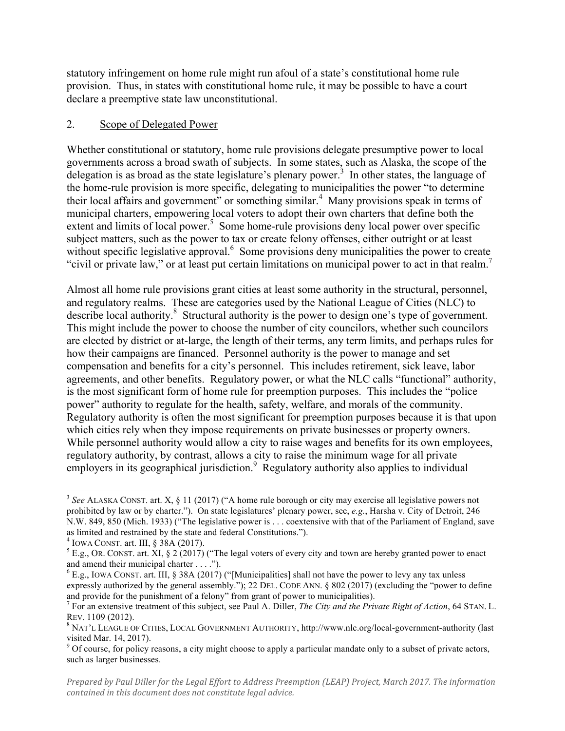statutory infringement on home rule might run afoul of a state's constitutional home rule provision. Thus, in states with constitutional home rule, it may be possible to have a court declare a preemptive state law unconstitutional.

## 2. Scope of Delegated Power

Whether constitutional or statutory, home rule provisions delegate presumptive power to local governments across a broad swath of subjects. In some states, such as Alaska, the scope of the delegation is as broad as the state legislature's plenary power.[3] In other states, the language of the home-rule provision is more specific, delegating to municipalities the power "to determine their local affairs and government" or something similar.[4] Many provisions speak in terms of municipal charters, empowering local voters to adopt their own charters that define both the extent and limits of local power.[5] Some home-rule provisions deny local power over specific subject matters, such as the power to tax or create felony offenses, either outright or at least without specific legislative approval.[6] Some provisions deny municipalities the power to create "civil or private law," or at least put certain limitations on municipal power to act in that realm.[7]

Almost all home rule provisions grant cities at least some authority in the structural, personnel, and regulatory realms. These are categories used by the National League of Cities (NLC) to describe local authority.[8] Structural authority is the power to design one's type of government. This might include the power to choose the number of city councilors, whether such councilors are elected by district or at-large, the length of their terms, any term limits, and perhaps rules for how their campaigns are financed. Personnel authority is the power to manage and set compensation and benefits for a city's personnel. This includes retirement, sick leave, labor agreements, and other benefits. Regulatory power, or what the NLC calls "functional" authority, is the most significant form of home rule for preemption purposes. This includes the "police power" authority to regulate for the health, safety, welfare, and morals of the community. Regulatory authority is often the most significant for preemption purposes because it is that upon which cities rely when they impose requirements on private businesses or property owners. While personnel authority would allow a city to raise wages and benefits for its own employees, regulatory authority, by contrast, allows a city to raise the minimum wage for all private employers in its geographical jurisdiction.[9] Regulatory authority also applies to individual

---

[3] *See* ALASKA CONST. art. X, § 11 (2017) ("A home rule borough or city may exercise all legislative powers not prohibited by law or by charter."). On state legislatures' plenary power, see, *e.g.*, Harsha v. City of Detroit, 246 N.W. 849, 850 (Mich. 1933) ("The legislative power is . . . coextensive with that of the Parliament of England, save as limited and restrained by the state and federal Constitutions.").

[4] IOWA CONST. art. III, § 38A (2017).

[5] E.g., OR. CONST. art. XI, § 2 (2017) ("The legal voters of every city and town are hereby granted power to enact and amend their municipal charter . . . .").

[6] E.g., IOWA CONST. art. III, § 38A (2017) ("[Municipalities] shall not have the power to levy any tax unless expressly authorized by the general assembly."); 22 DEL. CODE ANN. § 802 (2017) (excluding the "power to define and provide for the punishment of a felony" from grant of power to municipalities).

[7] For an extensive treatment of this subject, see Paul A. Diller, *The City and the Private Right of Action*, 64 STAN. L. REV. 1109 (2012).

[8] NAT'L LEAGUE OF CITIES, LOCAL GOVERNMENT AUTHORITY, http://www.nlc.org/local-government-authority (last visited Mar. 14, 2017).

[9] Of course, for policy reasons, a city might choose to apply a particular mandate only to a subset of private actors, such as larger businesses.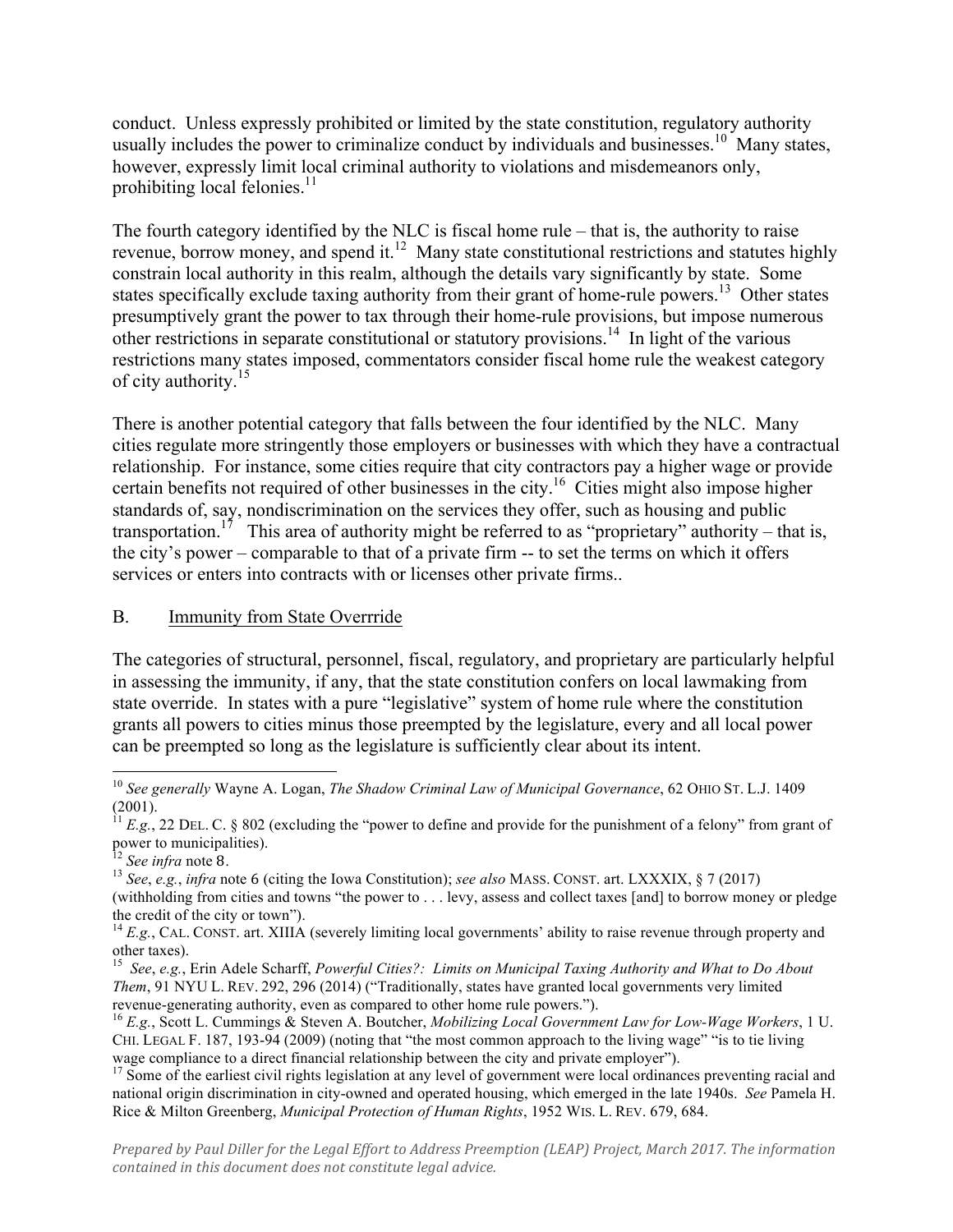conduct. Unless expressly prohibited or limited by the state constitution, regulatory authority usually includes the power to criminalize conduct by individuals and businesses.[10] Many states, however, expressly limit local criminal authority to violations and misdemeanors only, prohibiting local felonies.[11]

The fourth category identified by the NLC is fiscal home rule – that is, the authority to raise revenue, borrow money, and spend it.[12] Many state constitutional restrictions and statutes highly constrain local authority in this realm, although the details vary significantly by state. Some states specifically exclude taxing authority from their grant of home-rule powers.[13] Other states presumptively grant the power to tax through their home-rule provisions, but impose numerous other restrictions in separate constitutional or statutory provisions.[14] In light of the various restrictions many states imposed, commentators consider fiscal home rule the weakest category of city authority.[15]

There is another potential category that falls between the four identified by the NLC. Many cities regulate more stringently those employers or businesses with which they have a contractual relationship. For instance, some cities require that city contractors pay a higher wage or provide certain benefits not required of other businesses in the city.[16] Cities might also impose higher standards of, say, nondiscrimination on the services they offer, such as housing and public transportation.[17] This area of authority might be referred to as "proprietary" authority – that is, the city's power – comparable to that of a private firm -- to set the terms on which it offers services or enters into contracts with or licenses other private firms..

## B. Immunity from State Overrride

The categories of structural, personnel, fiscal, regulatory, and proprietary are particularly helpful in assessing the immunity, if any, that the state constitution confers on local lawmaking from state override. In states with a pure "legislative" system of home rule where the constitution grants all powers to cities minus those preempted by the legislature, every and all local power can be preempted so long as the legislature is sufficiently clear about its intent.

---

[10] *See generally* Wayne A. Logan, *The Shadow Criminal Law of Municipal Governance*, 62 OHIO ST. L.J. 1409 (2001).

[11] *E.g.*, 22 DEL. C. § 802 (excluding the "power to define and provide for the punishment of a felony" from grant of power to municipalities).

[12] *See infra* note 8.

[13] *See*, *e.g.*, *infra* note 6 (citing the Iowa Constitution); *see also* MASS. CONST. art. LXXXIX, § 7 (2017) (withholding from cities and towns "the power to . . . levy, assess and collect taxes [and] to borrow money or pledge the credit of the city or town").

[14] *E.g.*, CAL. CONST. art. XIIIA (severely limiting local governments' ability to raise revenue through property and other taxes).

[15] *See*, *e.g.*, Erin Adele Scharff, *Powerful Cities?: Limits on Municipal Taxing Authority and What to Do About Them*, 91 NYU L. REV. 292, 296 (2014) ("Traditionally, states have granted local governments very limited revenue-generating authority, even as compared to other home rule powers.").

[16] *E.g.*, Scott L. Cummings & Steven A. Boutcher, *Mobilizing Local Government Law for Low-Wage Workers*, 1 U. CHI. LEGAL F. 187, 193-94 (2009) (noting that "the most common approach to the living wage" "is to tie living wage compliance to a direct financial relationship between the city and private employer").

[17] Some of the earliest civil rights legislation at any level of government were local ordinances preventing racial and national origin discrimination in city-owned and operated housing, which emerged in the late 1940s. *See* Pamela H. Rice & Milton Greenberg, *Municipal Protection of Human Rights*, 1952 WIS. L. REV. 679, 684.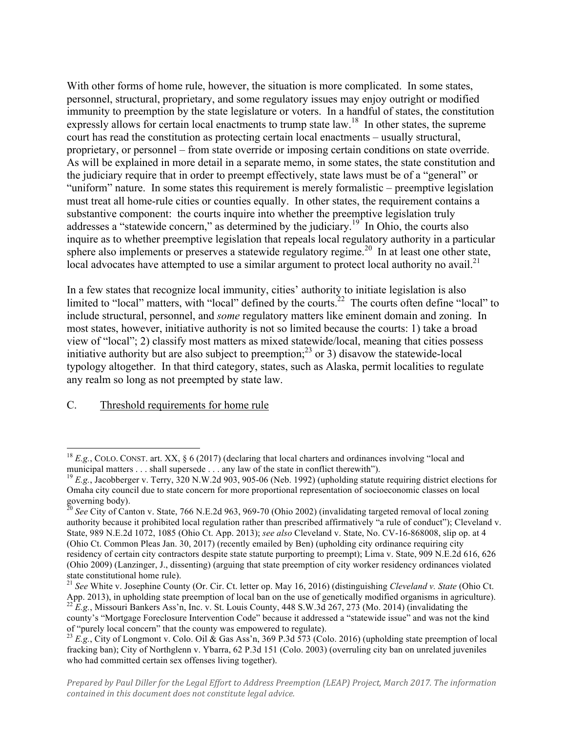With other forms of home rule, however, the situation is more complicated. In some states, personnel, structural, proprietary, and some regulatory issues may enjoy outright or modified immunity to preemption by the state legislature or voters. In a handful of states, the constitution expressly allows for certain local enactments to trump state law.[18] In other states, the supreme court has read the constitution as protecting certain local enactments – usually structural, proprietary, or personnel – from state override or imposing certain conditions on state override. As will be explained in more detail in a separate memo, in some states, the state constitution and the judiciary require that in order to preempt effectively, state laws must be of a "general" or "uniform" nature. In some states this requirement is merely formalistic – preemptive legislation must treat all home-rule cities or counties equally. In other states, the requirement contains a substantive component: the courts inquire into whether the preemptive legislation truly addresses a "statewide concern," as determined by the judiciary.[19] In Ohio, the courts also inquire as to whether preemptive legislation that repeals local regulatory authority in a particular sphere also implements or preserves a statewide regulatory regime.[20] In at least one other state, local advocates have attempted to use a similar argument to protect local authority no avail.[21]

In a few states that recognize local immunity, cities' authority to initiate legislation is also limited to "local" matters, with "local" defined by the courts.[22] The courts often define "local" to include structural, personnel, and *some* regulatory matters like eminent domain and zoning. In most states, however, initiative authority is not so limited because the courts: 1) take a broad view of "local"; 2) classify most matters as mixed statewide/local, meaning that cities possess initiative authority but are also subject to preemption;[23] or 3) disavow the statewide-local typology altogether. In that third category, states, such as Alaska, permit localities to regulate any realm so long as not preempted by state law.

## C. Threshold requirements for home rule

---

[18] *E.g.*, COLO. CONST. art. XX, § 6 (2017) (declaring that local charters and ordinances involving "local and municipal matters . . . shall supersede . . . any law of the state in conflict therewith").

[19] *E.g.*, Jacobberger v. Terry, 320 N.W.2d 903, 905-06 (Neb. 1992) (upholding statute requiring district elections for Omaha city council due to state concern for more proportional representation of socioeconomic classes on local governing body).

[20] *See* City of Canton v. State, 766 N.E.2d 963, 969-70 (Ohio 2002) (invalidating targeted removal of local zoning authority because it prohibited local regulation rather than prescribed affirmatively "a rule of conduct"); Cleveland v. State, 989 N.E.2d 1072, 1085 (Ohio Ct. App. 2013); *see also* Cleveland v. State, No. CV-16-868008, slip op. at 4 (Ohio Ct. Common Pleas Jan. 30, 2017) (recently emailed by Ben) (upholding city ordinance requiring city residency of certain city contractors despite state statute purporting to preempt); Lima v. State, 909 N.E.2d 616, 626 (Ohio 2009) (Lanzinger, J., dissenting) (arguing that state preemption of city worker residency ordinances violated state constitutional home rule).

[21] *See* White v. Josephine County (Or. Cir. Ct. letter op. May 16, 2016) (distinguishing *Cleveland v. State* (Ohio Ct. App. 2013), in upholding state preemption of local ban on the use of genetically modified organisms in agriculture).

[22] *E.g.*, Missouri Bankers Ass'n, Inc. v. St. Louis County, 448 S.W.3d 267, 273 (Mo. 2014) (invalidating the county's "Mortgage Foreclosure Intervention Code" because it addressed a "statewide issue" and was not the kind of "purely local concern" that the county was empowered to regulate).

[23] *E.g.*, City of Longmont v. Colo. Oil & Gas Ass'n, 369 P.3d 573 (Colo. 2016) (upholding state preemption of local fracking ban); City of Northglenn v. Ybarra, 62 P.3d 151 (Colo. 2003) (overruling city ban on unrelated juveniles who had committed certain sex offenses living together).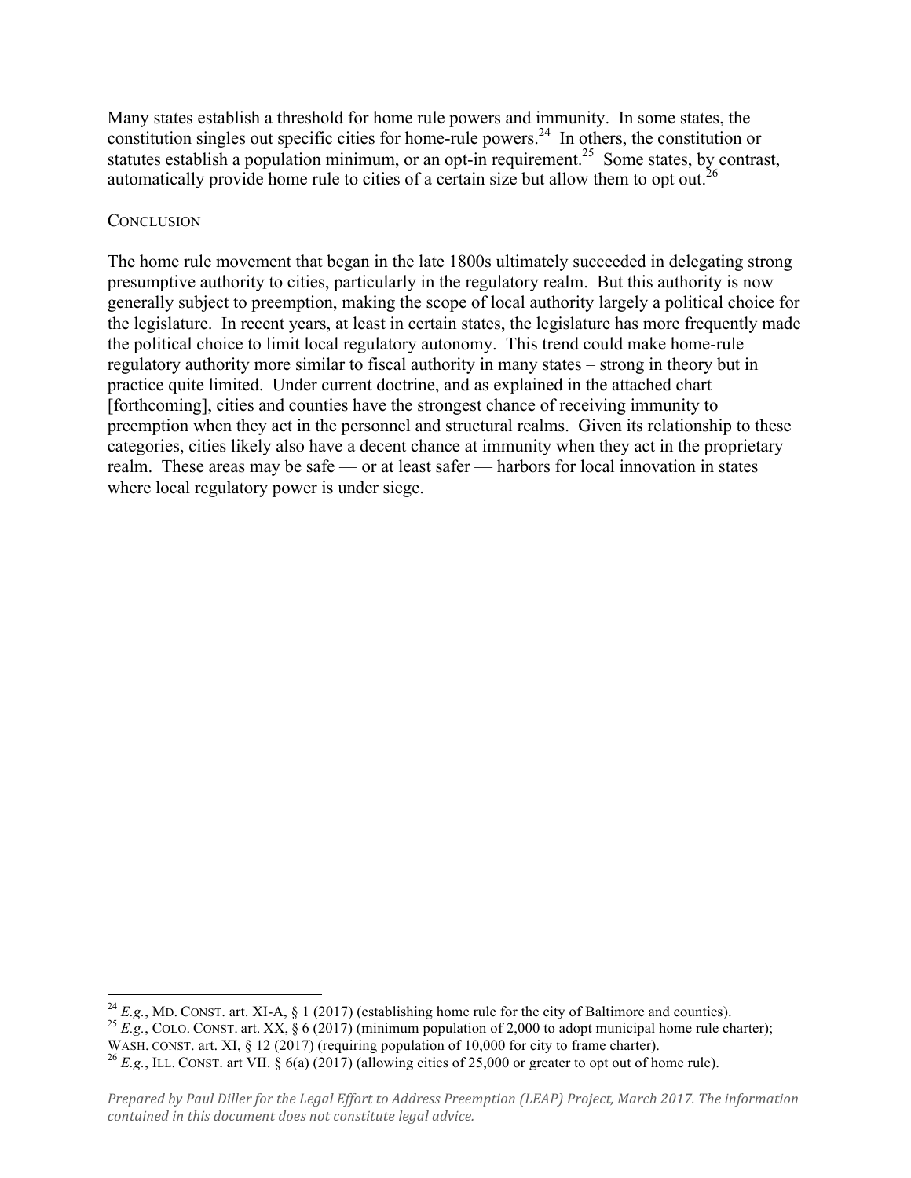Many states establish a threshold for home rule powers and immunity. In some states, the constitution singles out specific cities for home-rule powers.[24] In others, the constitution or statutes establish a population minimum, or an opt-in requirement.[25] Some states, by contrast, automatically provide home rule to cities of a certain size but allow them to opt out.[26]

## CONCLUSION

The home rule movement that began in the late 1800s ultimately succeeded in delegating strong presumptive authority to cities, particularly in the regulatory realm. But this authority is now generally subject to preemption, making the scope of local authority largely a political choice for the legislature. In recent years, at least in certain states, the legislature has more frequently made the political choice to limit local regulatory autonomy. This trend could make home-rule regulatory authority more similar to fiscal authority in many states – strong in theory but in practice quite limited. Under current doctrine, and as explained in the attached chart [forthcoming], cities and counties have the strongest chance of receiving immunity to preemption when they act in the personnel and structural realms. Given its relationship to these categories, cities likely also have a decent chance at immunity when they act in the proprietary realm. These areas may be safe — or at least safer — harbors for local innovation in states where local regulatory power is under siege.

---

[24] *E.g.*, MD. CONST. art. XI-A, § 1 (2017) (establishing home rule for the city of Baltimore and counties).

[25] *E.g.*, COLO. CONST. art. XX, § 6 (2017) (minimum population of 2,000 to adopt municipal home rule charter); WASH. CONST. art. XI, § 12 (2017) (requiring population of 10,000 for city to frame charter).

[26] *E.g.*, ILL. CONST. art VII. § 6(a) (2017) (allowing cities of 25,000 or greater to opt out of home rule).

*Prepared by Paul Diller for the Legal Effort to Address Preemption (LEAP) Project, March 2017. The information contained in this document does not constitute legal advice.*